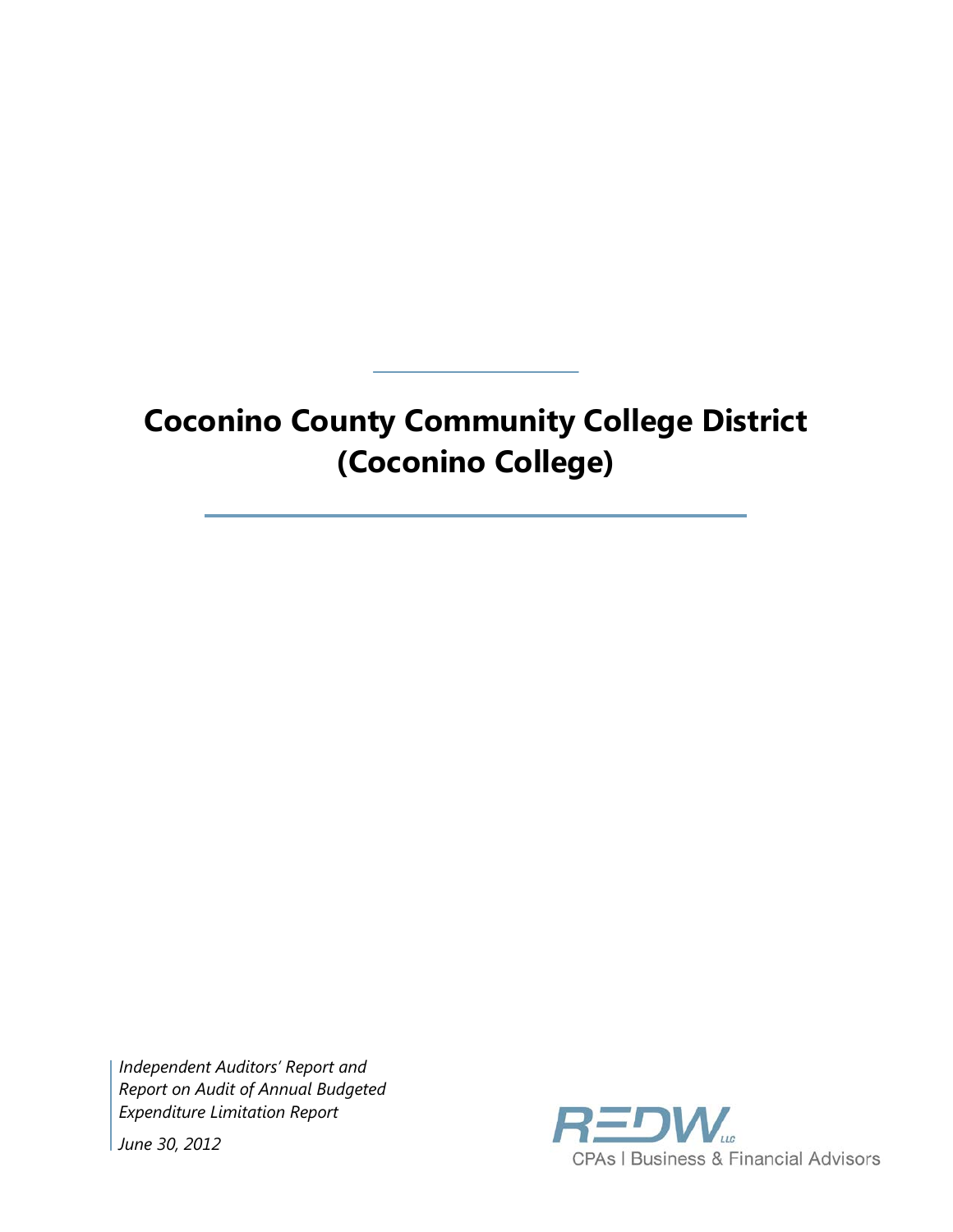# Coconino County Community College District (Coconino College)

*Independent Auditors' Report and Report on Audit of Annual Budgeted Expenditure Limitation Report*

*June 30, 2012*

REDW LLC
CPAs | Business & Financial Advisors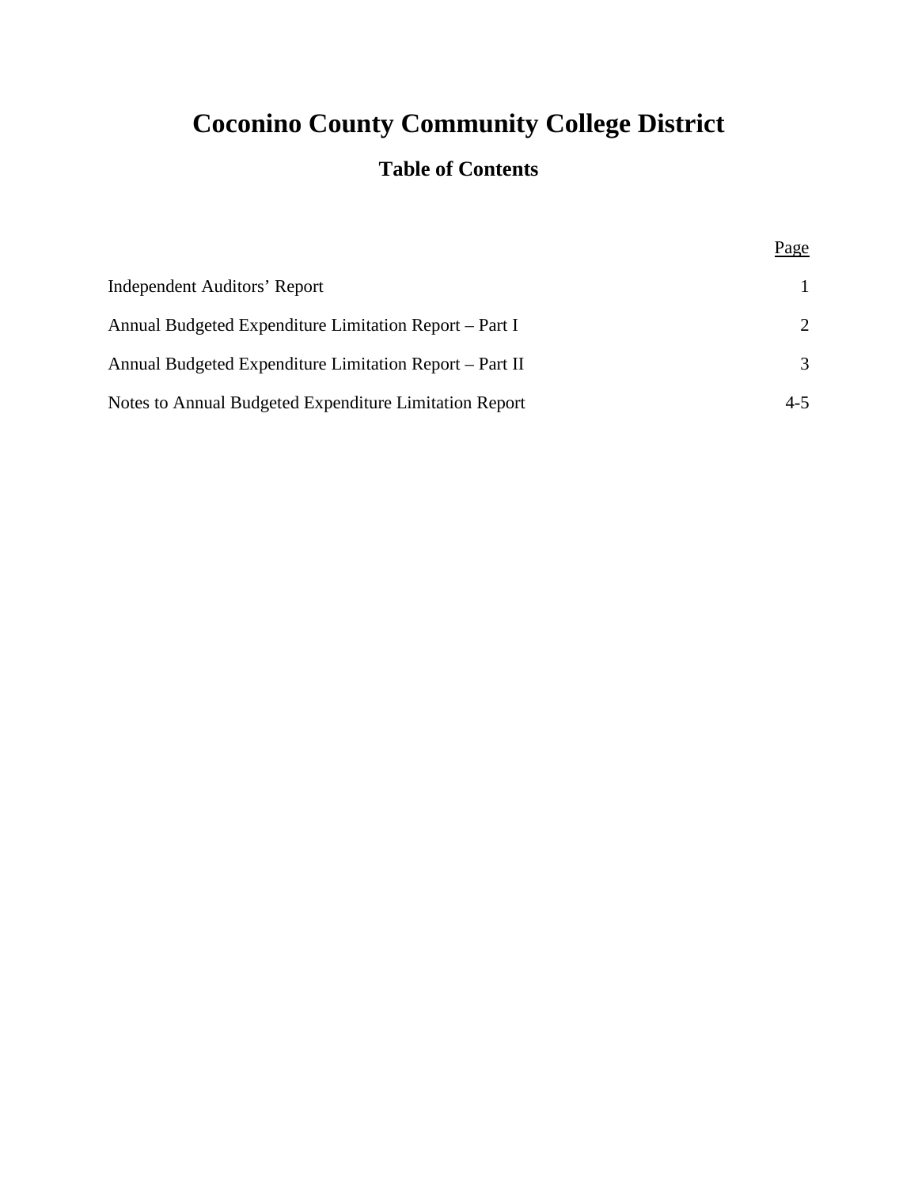# Coconino County Community College District

## Table of Contents

| | Page |
|---|---|
| Independent Auditors' Report | 1 |
| Annual Budgeted Expenditure Limitation Report – Part I | 2 |
| Annual Budgeted Expenditure Limitation Report – Part II | 3 |
| Notes to Annual Budgeted Expenditure Limitation Report | 4-5 |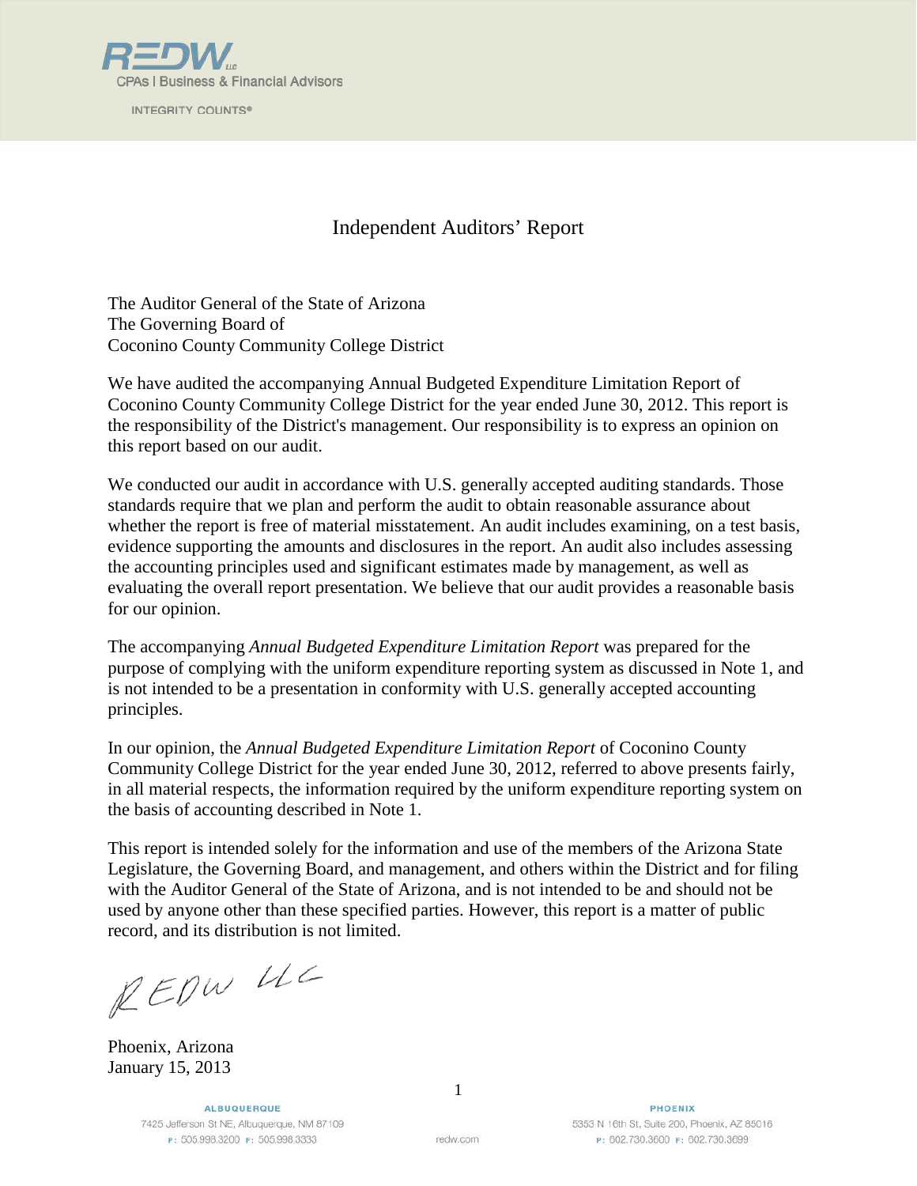# Independent Auditors' Report

The Auditor General of the State of Arizona
The Governing Board of
Coconino County Community College District

We have audited the accompanying Annual Budgeted Expenditure Limitation Report of Coconino County Community College District for the year ended June 30, 2012. This report is the responsibility of the District's management. Our responsibility is to express an opinion on this report based on our audit.

We conducted our audit in accordance with U.S. generally accepted auditing standards. Those standards require that we plan and perform the audit to obtain reasonable assurance about whether the report is free of material misstatement. An audit includes examining, on a test basis, evidence supporting the amounts and disclosures in the report. An audit also includes assessing the accounting principles used and significant estimates made by management, as well as evaluating the overall report presentation. We believe that our audit provides a reasonable basis for our opinion.

The accompanying *Annual Budgeted Expenditure Limitation Report* was prepared for the purpose of complying with the uniform expenditure reporting system as discussed in Note 1, and is not intended to be a presentation in conformity with U.S. generally accepted accounting principles.

In our opinion, the *Annual Budgeted Expenditure Limitation Report* of Coconino County Community College District for the year ended June 30, 2012, referred to above presents fairly, in all material respects, the information required by the uniform expenditure reporting system on the basis of accounting described in Note 1.

This report is intended solely for the information and use of the members of the Arizona State Legislature, the Governing Board, and management, and others within the District and for filing with the Auditor General of the State of Arizona, and is not intended to be and should not be used by anyone other than these specified parties. However, this report is a matter of public record, and its distribution is not limited.

REDW LLC

Phoenix, Arizona
January 15, 2013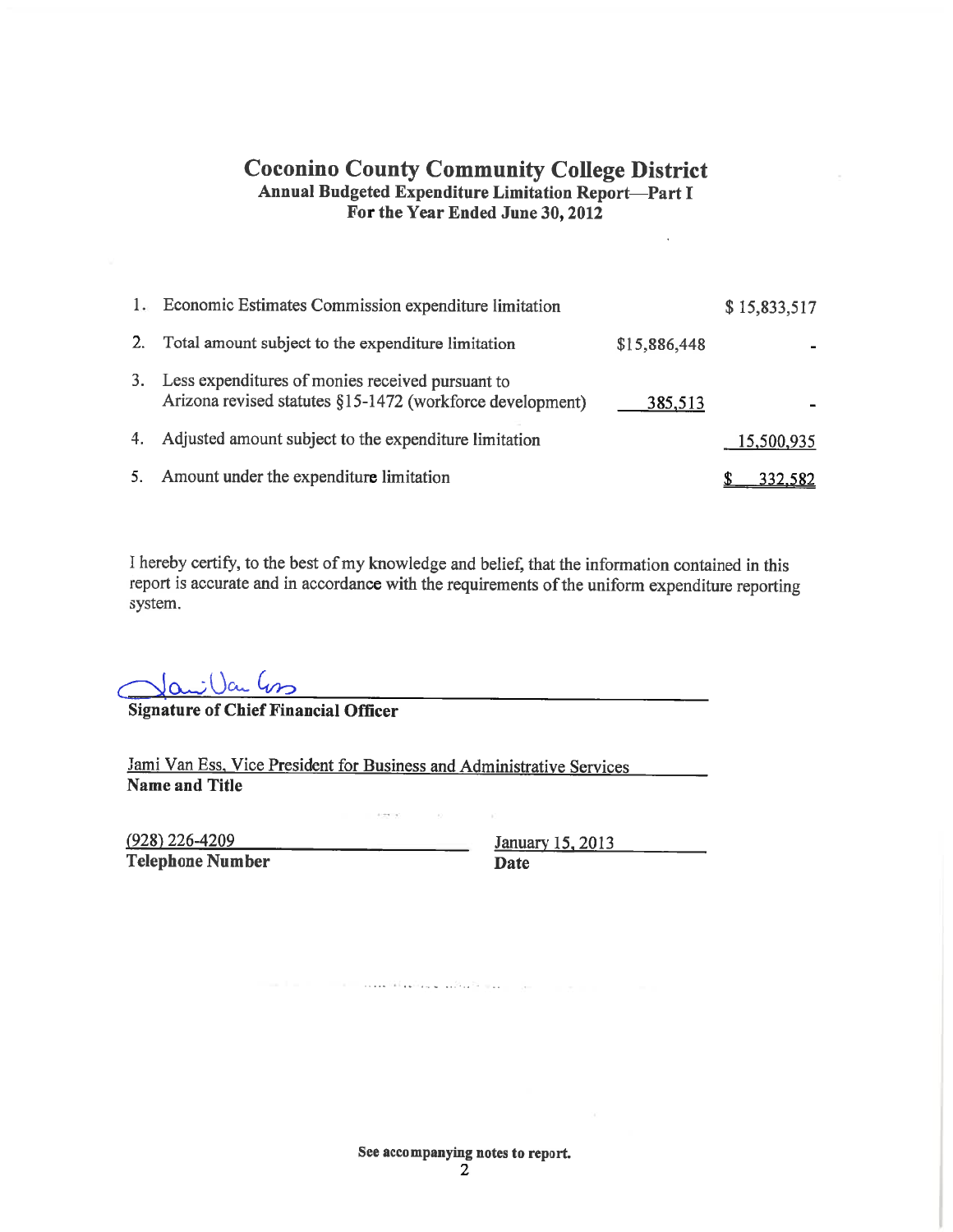# Coconino County Community College District

## Annual Budgeted Expenditure Limitation Report—Part I

## For the Year Ended June 30, 2012

| | | | |
|---|---|---|---|
| 1. | Economic Estimates Commission expenditure limitation | | $ 15,833,517 |
| 2. | Total amount subject to the expenditure limitation | $15,886,448 | - |
| 3. | Less expenditures of monies received pursuant to Arizona revised statutes §15-1472 (workforce development) | 385,513 | - |
| 4. | Adjusted amount subject to the expenditure limitation | | 15,500,935 |
| 5. | Amount under the expenditure limitation | | $ 332,582 |

I hereby certify, to the best of my knowledge and belief, that the information contained in this report is accurate and in accordance with the requirements of the uniform expenditure reporting system.

**Signature of Chief Financial Officer**

Jami Van Ess, Vice President for Business and Administrative Services
**Name and Title**

(928) 226-4209
**Telephone Number**

January 15, 2013
**Date**

See accompanying notes to report.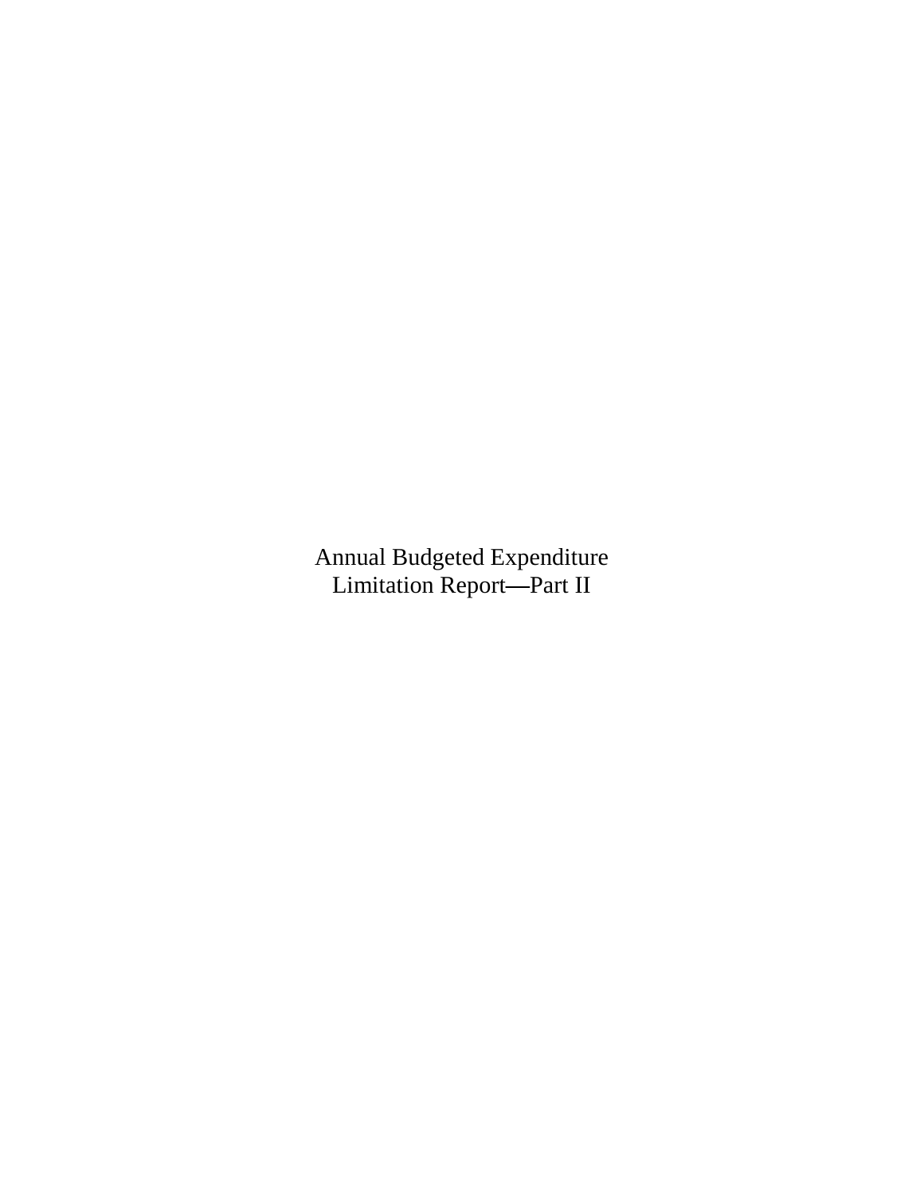# Annual Budgeted Expenditure Limitation Report—Part II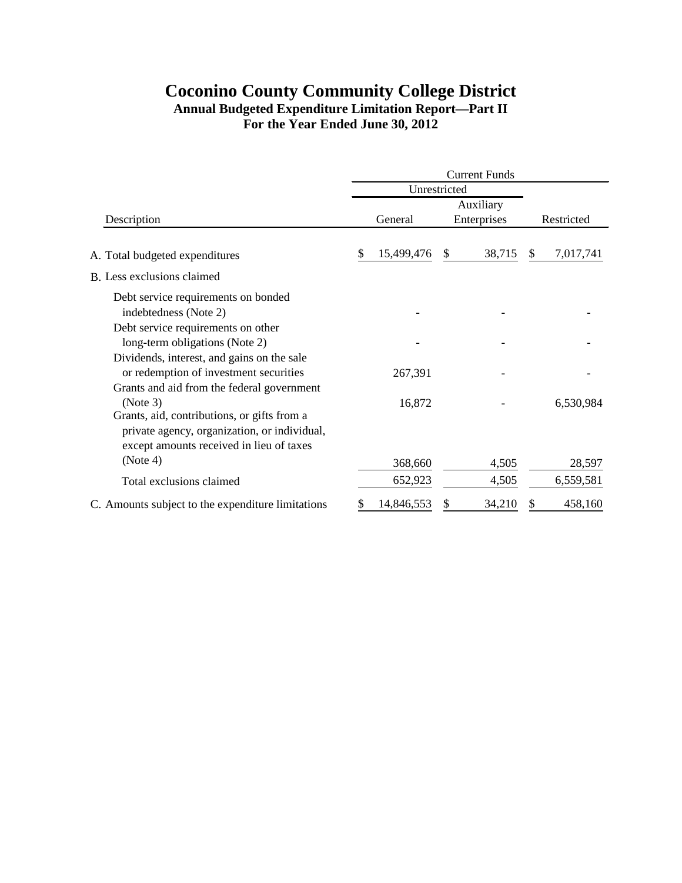# Coconino County Community College District

## Annual Budgeted Expenditure Limitation Report—Part II

## For the Year Ended June 30, 2012

| | Current Funds | | |
|---|---|---|---|
| | Unrestricted | | |
| Description | General | Auxiliary Enterprises | Restricted |
| A. Total budgeted expenditures | $ 15,499,476 | $ 38,715 | $ 7,017,741 |
| B. Less exclusions claimed | | | |
| Debt service requirements on bonded indebtedness (Note 2) | - | - | - |
| Debt service requirements on other long-term obligations (Note 2) | - | - | - |
| Dividends, interest, and gains on the sale or redemption of investment securities | 267,391 | - | - |
| Grants and aid from the federal government (Note 3) | 16,872 | - | 6,530,984 |
| Grants, aid, contributions, or gifts from a private agency, organization, or individual, except amounts received in lieu of taxes (Note 4) | 368,660 | 4,505 | 28,597 |
| Total exclusions claimed | 652,923 | 4,505 | 6,559,581 |
| C. Amounts subject to the expenditure limitations | $ 14,846,553 | $ 34,210 | $ 458,160 |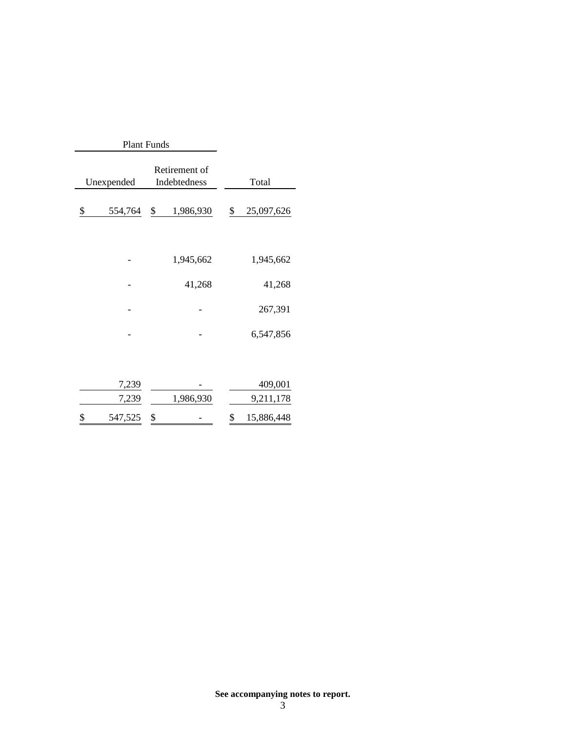| Plant Funds | | |
|---|---|---|
| Unexpended | Retirement of Indebtedness | Total |
| $ 554,764 | $ 1,986,930 | $ 25,097,626 |
| - | 1,945,662 | 1,945,662 |
| - | 41,268 | 41,268 |
| - | - | 267,391 |
| - | - | 6,547,856 |
| 7,239 | - | 409,001 |
| 7,239 | 1,986,930 | 9,211,178 |
| $ 547,525 | $ - | $ 15,886,448 |

**See accompanying notes to report.**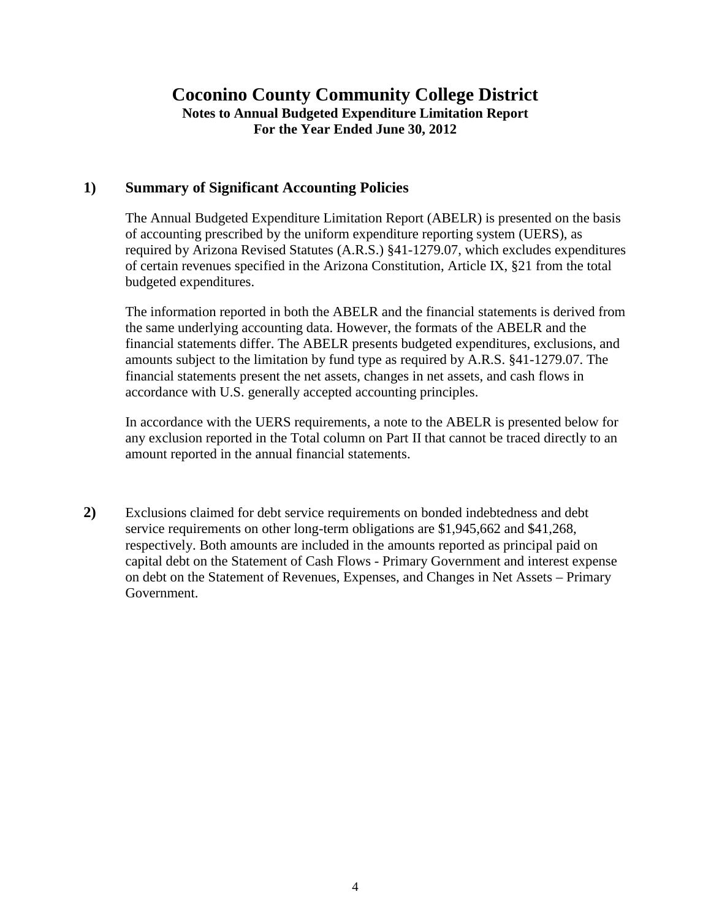# Coconino County Community College District

**Notes to Annual Budgeted Expenditure Limitation Report**
**For the Year Ended June 30, 2012**

## 1) Summary of Significant Accounting Policies

The Annual Budgeted Expenditure Limitation Report (ABELR) is presented on the basis of accounting prescribed by the uniform expenditure reporting system (UERS), as required by Arizona Revised Statutes (A.R.S.) §41-1279.07, which excludes expenditures of certain revenues specified in the Arizona Constitution, Article IX, §21 from the total budgeted expenditures.

The information reported in both the ABELR and the financial statements is derived from the same underlying accounting data. However, the formats of the ABELR and the financial statements differ. The ABELR presents budgeted expenditures, exclusions, and amounts subject to the limitation by fund type as required by A.R.S. §41-1279.07. The financial statements present the net assets, changes in net assets, and cash flows in accordance with U.S. generally accepted accounting principles.

In accordance with the UERS requirements, a note to the ABELR is presented below for any exclusion reported in the Total column on Part II that cannot be traced directly to an amount reported in the annual financial statements.

**2)** Exclusions claimed for debt service requirements on bonded indebtedness and debt service requirements on other long-term obligations are $1,945,662 and $41,268, respectively. Both amounts are included in the amounts reported as principal paid on capital debt on the Statement of Cash Flows - Primary Government and interest expense on debt on the Statement of Revenues, Expenses, and Changes in Net Assets – Primary Government.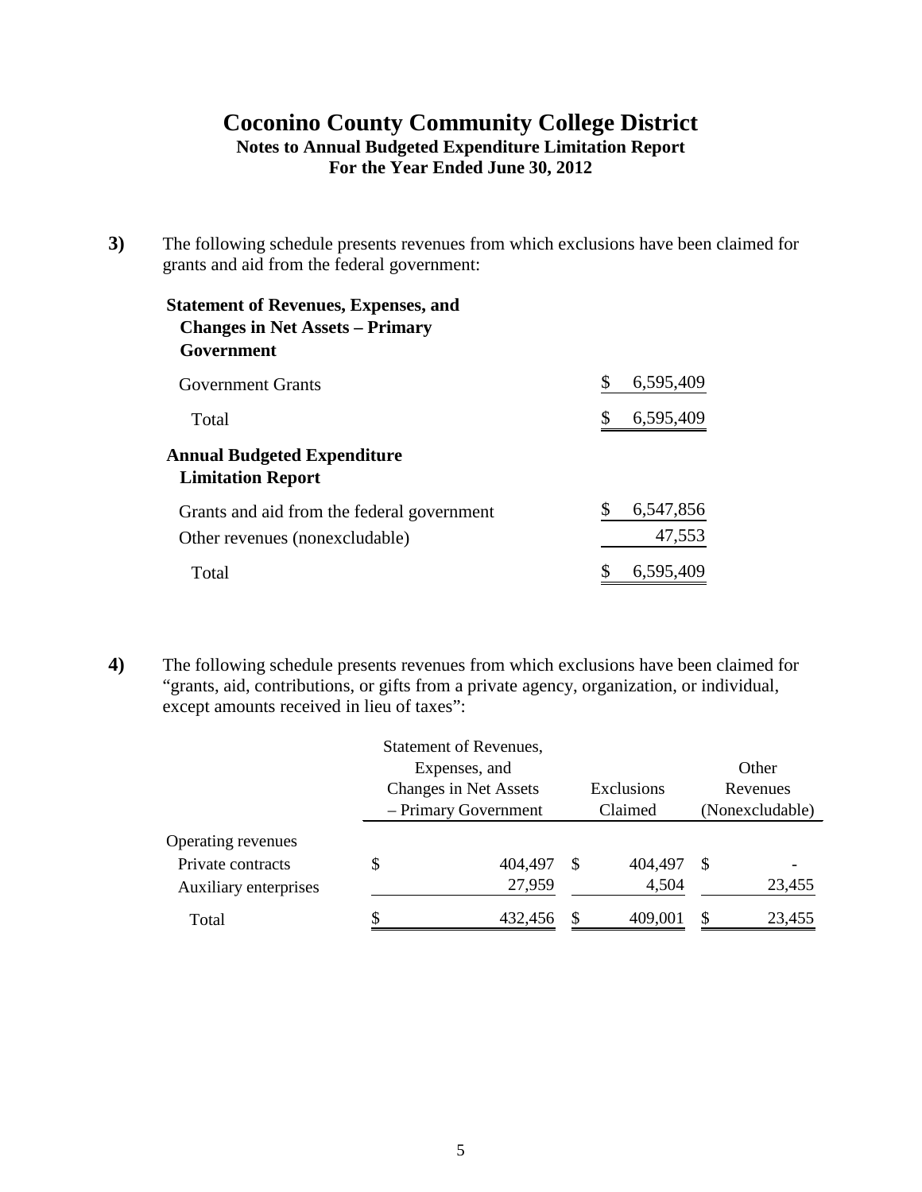# Coconino County Community College District

### Notes to Annual Budgeted Expenditure Limitation Report

### For the Year Ended June 30, 2012

**3)** The following schedule presents revenues from which exclusions have been claimed for grants and aid from the federal government:

| | |
|---|---|
| **Statement of Revenues, Expenses, and Changes in Net Assets – Primary Government** | |
| Government Grants | $ 6,595,409 |
| Total | $ 6,595,409 |
| **Annual Budgeted Expenditure Limitation Report** | |
| Grants and aid from the federal government | $ 6,547,856 |
| Other revenues (nonexcludable) | 47,553 |
| Total | $ 6,595,409 |

**4)** The following schedule presents revenues from which exclusions have been claimed for "grants, aid, contributions, or gifts from a private agency, organization, or individual, except amounts received in lieu of taxes":

| | Statement of Revenues, Expenses, and Changes in Net Assets – Primary Government | Exclusions Claimed | Other Revenues (Nonexcludable) |
|---|---|---|---|
| Operating revenues | | | |
| Private contracts | $ 404,497 | $ 404,497 | $ - |
| Auxiliary enterprises | 27,959 | 4,504 | 23,455 |
| Total | $ 432,456 | $ 409,001 | $ 23,455 |